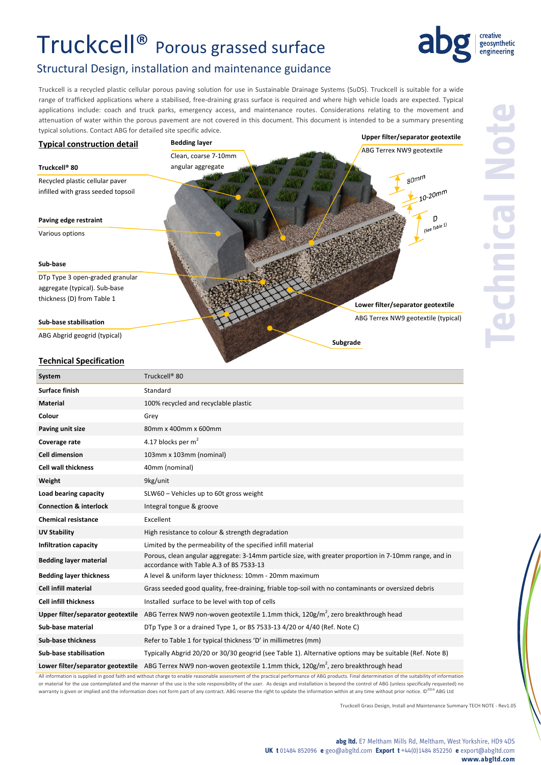# Truckcell® Porous grassed surface

## Structural Design, installation and maintenance guidance

Truckcell is a recycled plastic cellular porous paving solution for use in Sustainable Drainage Systems (SuDS). Truckcell is suitable for a wide range of trafficked applications where a stabilised, free-draining grass surface is required and where high vehicle loads are expected. Typical applications include: coach and truck parks, emergency access, and maintenance routes. Considerations relating to the movement and attenuation of water within the porous pavement are not covered in this document. This document is intended to be a summary presenting typical solutions. Contact ABG for detailed site specific advice.

### Typical construction detail

**Truckcell® 80**
Recycled plastic cellular paver infilled with grass seeded topsoil

**Bedding layer**
Clean, coarse 7-10mm angular aggregate

**Upper filter/separator geotextile**
ABG Terrex NW9 geotextile

**Paving edge restraint**
Various options

**Sub-base**
DTp Type 3 open-graded granular aggregate (typical). Sub-base thickness (D) from Table 1

**Sub-base stabilisation**
ABG Abgrid geogrid (typical)

**Lower filter/separator geotextile**
ABG Terrex NW9 geotextile (typical)

**Subgrade**

80mm
10-20mm
D (See Table 1)

### Technical Specification

| System | Truckcell® 80 |
|---|---|
| Surface finish | Standard |
| Material | 100% recycled and recyclable plastic |
| Colour | Grey |
| Paving unit size | 80mm x 400mm x 600mm |
| Coverage rate | 4.17 blocks per m$^2$ |
| Cell dimension | 103mm x 103mm (nominal) |
| Cell wall thickness | 40mm (nominal) |
| Weight | 9kg/unit |
| Load bearing capacity | SLW60 – Vehicles up to 60t gross weight |
| Connection & interlock | Integral tongue & groove |
| Chemical resistance | Excellent |
| UV Stability | High resistance to colour & strength degradation |
| Infiltration capacity | Limited by the permeability of the specified infill material |
| Bedding layer material | Porous, clean angular aggregate: 3-14mm particle size, with greater proportion in 7-10mm range, and in accordance with Table A.3 of BS 7533-13 |
| Bedding layer thickness | A level & uniform layer thickness: 10mm - 20mm maximum |
| Cell infill material | Grass seeded good quality, free-draining, friable top-soil with no contaminants or oversized debris |
| Cell infill thickness | Installed surface to be level with top of cells |
| Upper filter/separator geotextile | ABG Terrex NW9 non-woven geotextile 1.1mm thick, 120g/m$^2$, zero breakthrough head |
| Sub-base material | DTp Type 3 or a drained Type 1, or BS 7533-13 4/20 or 4/40 (Ref. Note C) |
| Sub-base thickness | Refer to Table 1 for typical thickness 'D' in millimetres (mm) |
| Sub-base stabilisation | Typically Abgrid 20/20 or 30/30 geogrid (see Table 1). Alternative options may be suitable (Ref. Note B) |
| Lower filter/separator geotextile | ABG Terrex NW9 non-woven geotextile 1.1mm thick, 120g/m$^2$, zero breakthrough head |

All information is supplied in good faith and without charge to enable reasonable assessment of the practical performance of ABG products. Final determination of the suitability of information or material for the use contemplated and the manner of the use is the sole responsibility of the user. As design and installation is beyond the control of ABG (unless specifically requested) no warranty is given or implied and the information does not form part of any contract. ABG reserve the right to update the information within at any time without prior notice. ©2014 ABG Ltd

Truckcell Grass Design, Install and Maintenance Summary TECH NOTE - Rev1.05

**abg ltd.** E7 Meltham Mills Rd, Meltham, West Yorkshire, HD9 4DS
**UK t** 01484 852096 **e** geo@abgltd.com **Export t** +44(0)1484 852250 **e** export@abgltd.com
**www.abgltd.com**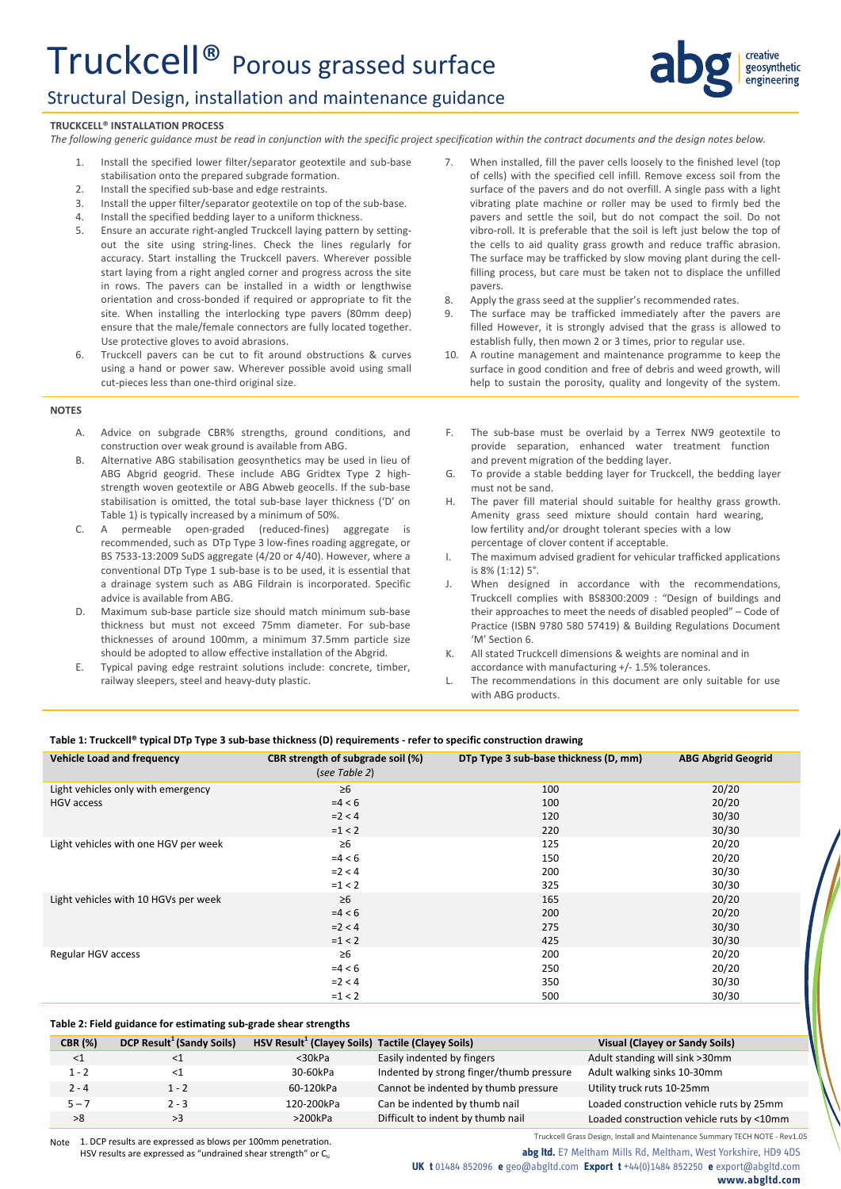# Truckcell® Porous grassed surface

## Structural Design, installation and maintenance guidance

### TRUCKCELL® INSTALLATION PROCESS

*The following generic guidance must be read in conjunction with the specific project specification within the contract documents and the design notes below.*

1. Install the specified lower filter/separator geotextile and sub-base stabilisation onto the prepared subgrade formation.
2. Install the specified sub-base and edge restraints.
3. Install the upper filter/separator geotextile on top of the sub-base.
4. Install the specified bedding layer to a uniform thickness.
5. Ensure an accurate right-angled Truckcell laying pattern by setting-out the site using string-lines. Check the lines regularly for accuracy. Start installing the Truckcell pavers. Wherever possible start laying from a right angled corner and progress across the site in rows. The pavers can be installed in a width or lengthwise orientation and cross-bonded if required or appropriate to fit the site. When installing the interlocking type pavers (80mm deep) ensure that the male/female connectors are fully located together. Use protective gloves to avoid abrasions.
6. Truckcell pavers can be cut to fit around obstructions & curves using a hand or power saw. Wherever possible avoid using small cut-pieces less than one-third original size.
7. When installed, fill the paver cells loosely to the finished level (top of cells) with the specified cell infill. Remove excess soil from the surface of the pavers and do not overfill. A single pass with a light vibrating plate machine or roller may be used to firmly bed the pavers and settle the soil, but do not compact the soil. Do not vibro-roll. It is preferable that the soil is left just below the top of the cells to aid quality grass growth and reduce traffic abrasion. The surface may be trafficked by slow moving plant during the cell-filling process, but care must be taken not to displace the unfilled pavers.
8. Apply the grass seed at the supplier's recommended rates.
9. The surface may be trafficked immediately after the pavers are filled However, it is strongly advised that the grass is allowed to establish fully, then mown 2 or 3 times, prior to regular use.
10. A routine management and maintenance programme to keep the surface in good condition and free of debris and weed growth, will help to sustain the porosity, quality and longevity of the system.

### NOTES

A. Advice on subgrade CBR% strengths, ground conditions, and construction over weak ground is available from ABG.

B. Alternative ABG stabilisation geosynthetics may be used in lieu of ABG Abgrid geogrid. These include ABG Gridtex Type 2 high-strength woven geotextile or ABG Abweb geocells. If the sub-base stabilisation is omitted, the total sub-base layer thickness ('D' on Table 1) is typically increased by a minimum of 50%.

C. A permeable open-graded (reduced-fines) aggregate is recommended, such as DTp Type 3 low-fines roading aggregate, or BS 7533-13:2009 SuDS aggregate (4/20 or 4/40). However, where a conventional DTp Type 1 sub-base is to be used, it is essential that a drainage system such as ABG Fildrain is incorporated. Specific advice is available from ABG.

D. Maximum sub-base particle size should match minimum sub-base thickness but must not exceed 75mm diameter. For sub-base thicknesses of around 100mm, a minimum 37.5mm particle size should be adopted to allow effective installation of the Abgrid.

E. Typical paving edge restraint solutions include: concrete, timber, railway sleepers, steel and heavy-duty plastic.

F. The sub-base must be overlaid by a Terrex NW9 geotextile to provide separation, enhanced water treatment function and prevent migration of the bedding layer.

G. To provide a stable bedding layer for Truckcell, the bedding layer must not be sand.

H. The paver fill material should suitable for healthy grass growth. Amenity grass seed mixture should contain hard wearing, low fertility and/or drought tolerant species with a low percentage of clover content if acceptable.

I. The maximum advised gradient for vehicular trafficked applications is 8% (1:12) 5°.

J. When designed in accordance with the recommendations, Truckcell complies with BS8300:2009 : "Design of buildings and their approaches to meet the needs of disabled peopled" – Code of Practice (ISBN 9780 580 57419) & Building Regulations Document 'M' Section 6.

K. All stated Truckcell dimensions & weights are nominal and in accordance with manufacturing +/- 1.5% tolerances.

L. The recommendations in this document are only suitable for use with ABG products.

**Table 1: Truckcell® typical DTp Type 3 sub-base thickness (D) requirements - refer to specific construction drawing**

| Vehicle Load and frequency | CBR strength of subgrade soil (%) (*see Table 2*) | DTp Type 3 sub-base thickness (D, mm) | ABG Abgrid Geogrid |
|---|---|---|---|
| Light vehicles only with emergency HGV access | ≥6 | 100 | 20/20 |
| | =4 < 6 | 100 | 20/20 |
| | =2 < 4 | 120 | 30/30 |
| | =1 < 2 | 220 | 30/30 |
| Light vehicles with one HGV per week | ≥6 | 125 | 20/20 |
| | =4 < 6 | 150 | 20/20 |
| | =2 < 4 | 200 | 30/30 |
| | =1 < 2 | 325 | 30/30 |
| Light vehicles with 10 HGVs per week | ≥6 | 165 | 20/20 |
| | =4 < 6 | 200 | 20/20 |
| | =2 < 4 | 275 | 30/30 |
| | =1 < 2 | 425 | 30/30 |
| Regular HGV access | ≥6 | 200 | 20/20 |
| | =4 < 6 | 250 | 20/20 |
| | =2 < 4 | 350 | 30/30 |
| | =1 < 2 | 500 | 30/30 |

**Table 2: Field guidance for estimating sub-grade shear strengths**

| CBR (%) | DCP Result[1] (Sandy Soils) | HSV Result[1] (Clayey Soils) | Tactile (Clayey Soils) | Visual (Clayey or Sandy Soils) |
|---|---|---|---|---|
| <1 | <1 | <30kPa | Easily indented by fingers | Adult standing will sink >30mm |
| 1 - 2 | <1 | 30-60kPa | Indented by strong finger/thumb pressure | Adult walking sinks 10-30mm |
| 2 - 4 | 1 - 2 | 60-120kPa | Cannot be indented by thumb pressure | Utility truck ruts 10-25mm |
| 5 – 7 | 2 - 3 | 120-200kPa | Can be indented by thumb nail | Loaded construction vehicle ruts by 25mm |
| >8 | >3 | >200kPa | Difficult to indent by thumb nail | Loaded construction vehicle ruts by <10mm |

Note 1. DCP results are expressed as blows per 100mm penetration. HSV results are expressed as "undrained shear strength" or $C_u$

Truckcell Grass Design, Install and Maintenance Summary TECH NOTE - Rev1.05

**abg ltd.** E7 Meltham Mills Rd, Meltham, West Yorkshire, HD9 4DS
**UK t** 01484 852096 **e** geo@abgltd.com **Export t** +44(0)1484 852250 **e** export@abgltd.com
**www.abgltd.com**